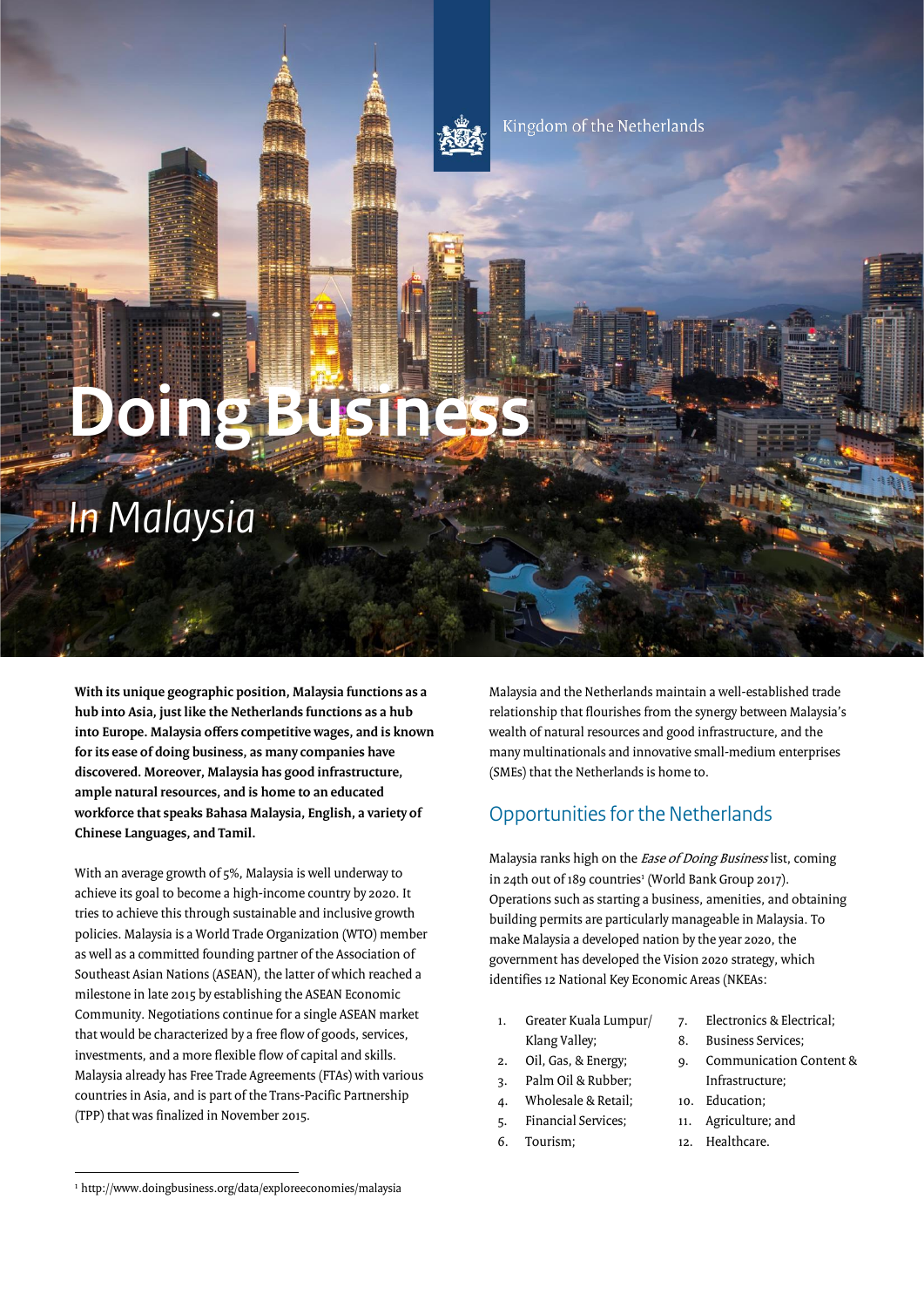Kingdom of the Netherlands

# Doing Business

## *In Malaysia*

**With its unique geographic position, Malaysia functions as a hub into Asia, just like the Netherlands functions as a hub into Europe. Malaysia offers competitive wages, and is known for its ease of doing business, as many companies have discovered. Moreover, Malaysia has good infrastructure, ample natural resources, and is home to an educated workforce that speaks Bahasa Malaysia, English, a variety of Chinese Languages, and Tamil.**

With an average growth of 5%, Malaysia is well underway to achieve its goal to become a high-income country by 2020. It tries to achieve this through sustainable and inclusive growth policies. Malaysia is a World Trade Organization (WTO) member as well as a committed founding partner of the Association of Southeast Asian Nations (ASEAN), the latter of which reached a milestone in late 2015 by establishing the ASEAN Economic Community. Negotiations continue for a single ASEAN market that would be characterized by a free flow of goods, services, investments, and a more flexible flow of capital and skills. Malaysia already has Free Trade Agreements (FTAs) with various countries in Asia, and is part of the Trans-Pacific Partnership (TPP) that was finalized in November 2015.

Malaysia and the Netherlands maintain a well-established trade relationship that flourishes from the synergy between Malaysia's wealth of natural resources and good infrastructure, and the many multinationals and innovative small-medium enterprises (SMEs) that the Netherlands is home to.

## Opportunities for the Netherlands

Malaysia ranks high on the *Ease of Doing Business* list, coming in 24th out of 189 countries[1] (World Bank Group 2017). Operations such as starting a business, amenities, and obtaining building permits are particularly manageable in Malaysia. To make Malaysia a developed nation by the year 2020, the government has developed the Vision 2020 strategy, which identifies 12 National Key Economic Areas (NKEAs:

1. Greater Kuala Lumpur/ Klang Valley;
2. Oil, Gas, & Energy;
3. Palm Oil & Rubber;
4. Wholesale & Retail;
5. Financial Services;
6. Tourism;
7. Electronics & Electrical;
8. Business Services;
9. Communication Content & Infrastructure;
10. Education;
11. Agriculture; and
12. Healthcare.

[1] http://www.doingbusiness.org/data/exploreeconomies/malaysia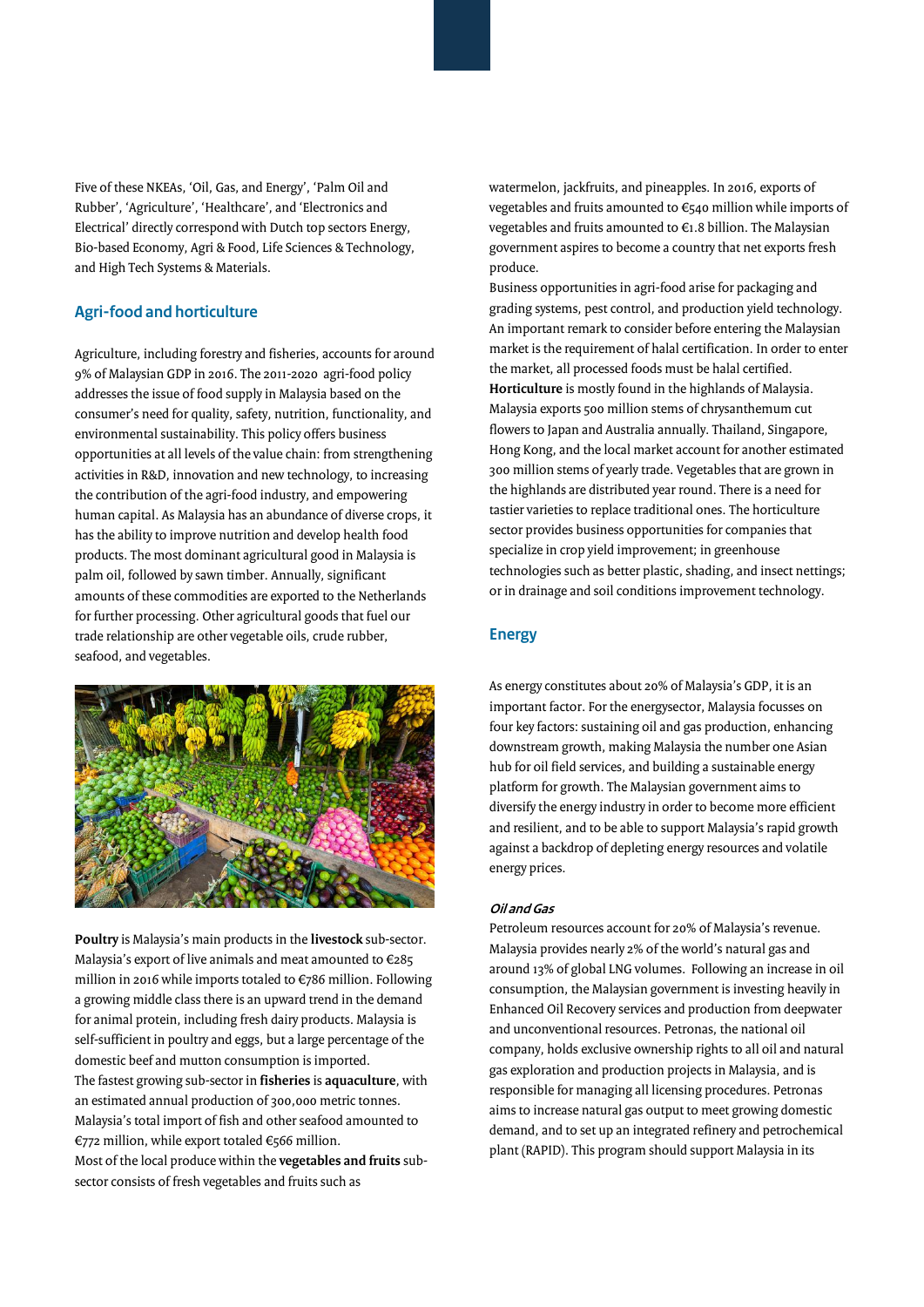Five of these NKEAs, 'Oil, Gas, and Energy', 'Palm Oil and Rubber', 'Agriculture', 'Healthcare', and 'Electronics and Electrical' directly correspond with Dutch top sectors Energy, Bio-based Economy, Agri & Food, Life Sciences & Technology, and High Tech Systems & Materials.

## Agri-food and horticulture

Agriculture, including forestry and fisheries, accounts for around 9% of Malaysian GDP in 2016. The 2011-2020 agri-food policy addresses the issue of food supply in Malaysia based on the consumer's need for quality, safety, nutrition, functionality, and environmental sustainability. This policy offers business opportunities at all levels of the value chain: from strengthening activities in R&D, innovation and new technology, to increasing the contribution of the agri-food industry, and empowering human capital. As Malaysia has an abundance of diverse crops, it has the ability to improve nutrition and develop health food products. The most dominant agricultural good in Malaysia is palm oil, followed by sawn timber. Annually, significant amounts of these commodities are exported to the Netherlands for further processing. Other agricultural goods that fuel our trade relationship are other vegetable oils, crude rubber, seafood, and vegetables.

**Poultry** is Malaysia's main products in the **livestock** sub-sector. Malaysia's export of live animals and meat amounted to €285 million in 2016 while imports totaled to €786 million. Following a growing middle class there is an upward trend in the demand for animal protein, including fresh dairy products. Malaysia is self-sufficient in poultry and eggs, but a large percentage of the domestic beef and mutton consumption is imported.
The fastest growing sub-sector in **fisheries** is **aquaculture**, with an estimated annual production of 300,000 metric tonnes. Malaysia's total import of fish and other seafood amounted to €772 million, while export totaled €566 million.
Most of the local produce within the **vegetables and fruits** sub-sector consists of fresh vegetables and fruits such as watermelon, jackfruits, and pineapples. In 2016, exports of vegetables and fruits amounted to €540 million while imports of vegetables and fruits amounted to €1.8 billion. The Malaysian government aspires to become a country that net exports fresh produce.
Business opportunities in agri-food arise for packaging and grading systems, pest control, and production yield technology. An important remark to consider before entering the Malaysian market is the requirement of halal certification. In order to enter the market, all processed foods must be halal certified.
**Horticulture** is mostly found in the highlands of Malaysia. Malaysia exports 500 million stems of chrysanthemum cut flowers to Japan and Australia annually. Thailand, Singapore, Hong Kong, and the local market account for another estimated 300 million stems of yearly trade. Vegetables that are grown in the highlands are distributed year round. There is a need for tastier varieties to replace traditional ones. The horticulture sector provides business opportunities for companies that specialize in crop yield improvement; in greenhouse technologies such as better plastic, shading, and insect nettings; or in drainage and soil conditions improvement technology.

## Energy

As energy constitutes about 20% of Malaysia's GDP, it is an important factor. For the energysector, Malaysia focusses on four key factors: sustaining oil and gas production, enhancing downstream growth, making Malaysia the number one Asian hub for oil field services, and building a sustainable energy platform for growth. The Malaysian government aims to diversify the energy industry in order to become more efficient and resilient, and to be able to support Malaysia's rapid growth against a backdrop of depleting energy resources and volatile energy prices.

### *Oil and Gas*

Petroleum resources account for 20% of Malaysia's revenue. Malaysia provides nearly 2% of the world's natural gas and around 13% of global LNG volumes. Following an increase in oil consumption, the Malaysian government is investing heavily in Enhanced Oil Recovery services and production from deepwater and unconventional resources. Petronas, the national oil company, holds exclusive ownership rights to all oil and natural gas exploration and production projects in Malaysia, and is responsible for managing all licensing procedures. Petronas aims to increase natural gas output to meet growing domestic demand, and to set up an integrated refinery and petrochemical plant (RAPID). This program should support Malaysia in its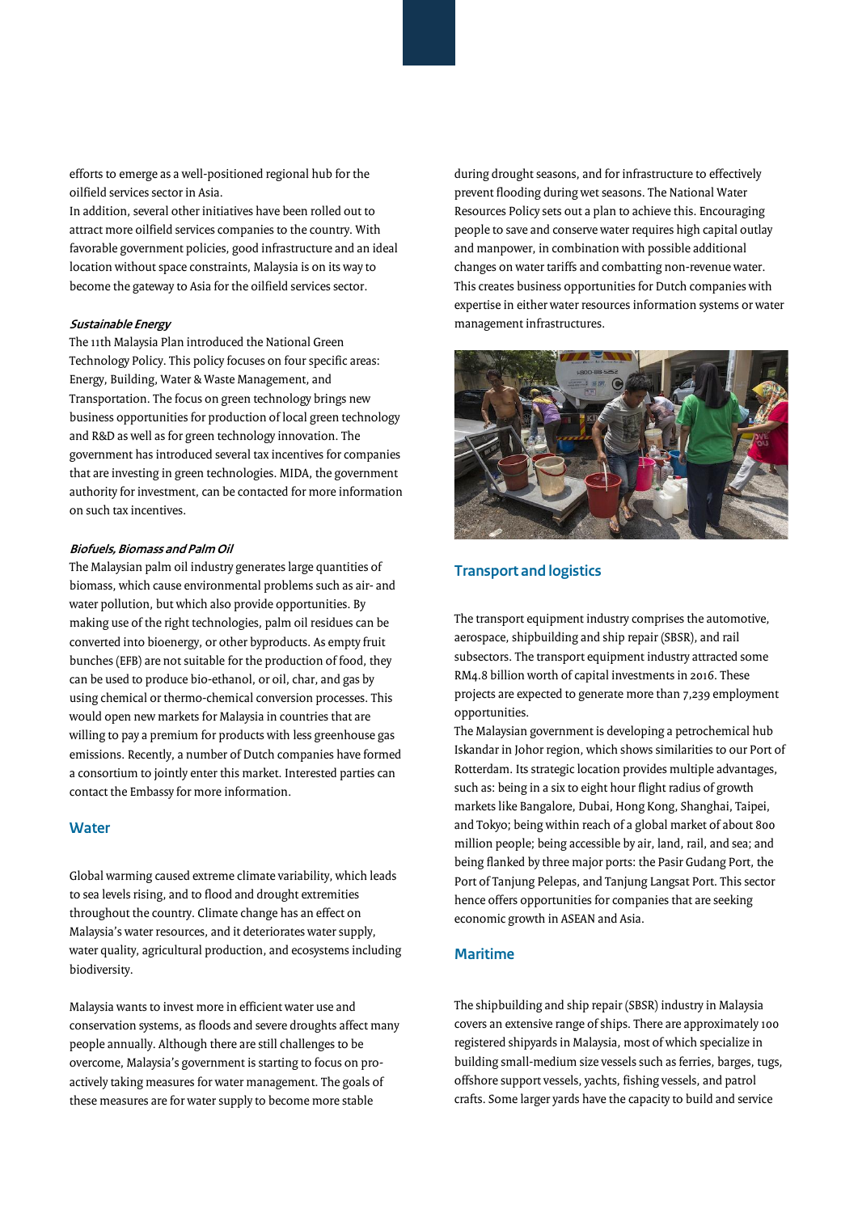efforts to emerge as a well-positioned regional hub for the oilfield services sector in Asia.

In addition, several other initiatives have been rolled out to attract more oilfield services companies to the country. With favorable government policies, good infrastructure and an ideal location without space constraints, Malaysia is on its way to become the gateway to Asia for the oilfield services sector.

***Sustainable Energy***

The 11th Malaysia Plan introduced the National Green Technology Policy. This policy focuses on four specific areas: Energy, Building, Water & Waste Management, and Transportation. The focus on green technology brings new business opportunities for production of local green technology and R&D as well as for green technology innovation. The government has introduced several tax incentives for companies that are investing in green technologies. MIDA, the government authority for investment, can be contacted for more information on such tax incentives.

***Biofuels, Biomass and Palm Oil***

The Malaysian palm oil industry generates large quantities of biomass, which cause environmental problems such as air- and water pollution, but which also provide opportunities. By making use of the right technologies, palm oil residues can be converted into bioenergy, or other byproducts. As empty fruit bunches (EFB) are not suitable for the production of food, they can be used to produce bio-ethanol, or oil, char, and gas by using chemical or thermo-chemical conversion processes. This would open new markets for Malaysia in countries that are willing to pay a premium for products with less greenhouse gas emissions. Recently, a number of Dutch companies have formed a consortium to jointly enter this market. Interested parties can contact the Embassy for more information.

## Water

Global warming caused extreme climate variability, which leads to sea levels rising, and to flood and drought extremities throughout the country. Climate change has an effect on Malaysia's water resources, and it deteriorates water supply, water quality, agricultural production, and ecosystems including biodiversity.

Malaysia wants to invest more in efficient water use and conservation systems, as floods and severe droughts affect many people annually. Although there are still challenges to be overcome, Malaysia's government is starting to focus on pro-actively taking measures for water management. The goals of these measures are for water supply to become more stable during drought seasons, and for infrastructure to effectively prevent flooding during wet seasons. The National Water Resources Policy sets out a plan to achieve this. Encouraging people to save and conserve water requires high capital outlay and manpower, in combination with possible additional changes on water tariffs and combatting non-revenue water. This creates business opportunities for Dutch companies with expertise in either water resources information systems or water management infrastructures.

## Transport and logistics

The transport equipment industry comprises the automotive, aerospace, shipbuilding and ship repair (SBSR), and rail subsectors. The transport equipment industry attracted some RM4.8 billion worth of capital investments in 2016. These projects are expected to generate more than 7,239 employment opportunities.

The Malaysian government is developing a petrochemical hub Iskandar in Johor region, which shows similarities to our Port of Rotterdam. Its strategic location provides multiple advantages, such as: being in a six to eight hour flight radius of growth markets like Bangalore, Dubai, Hong Kong, Shanghai, Taipei, and Tokyo; being within reach of a global market of about 800 million people; being accessible by air, land, rail, and sea; and being flanked by three major ports: the Pasir Gudang Port, the Port of Tanjung Pelepas, and Tanjung Langsat Port. This sector hence offers opportunities for companies that are seeking economic growth in ASEAN and Asia.

## Maritime

The shipbuilding and ship repair (SBSR) industry in Malaysia covers an extensive range of ships. There are approximately 100 registered shipyards in Malaysia, most of which specialize in building small-medium size vessels such as ferries, barges, tugs, offshore support vessels, yachts, fishing vessels, and patrol crafts. Some larger yards have the capacity to build and service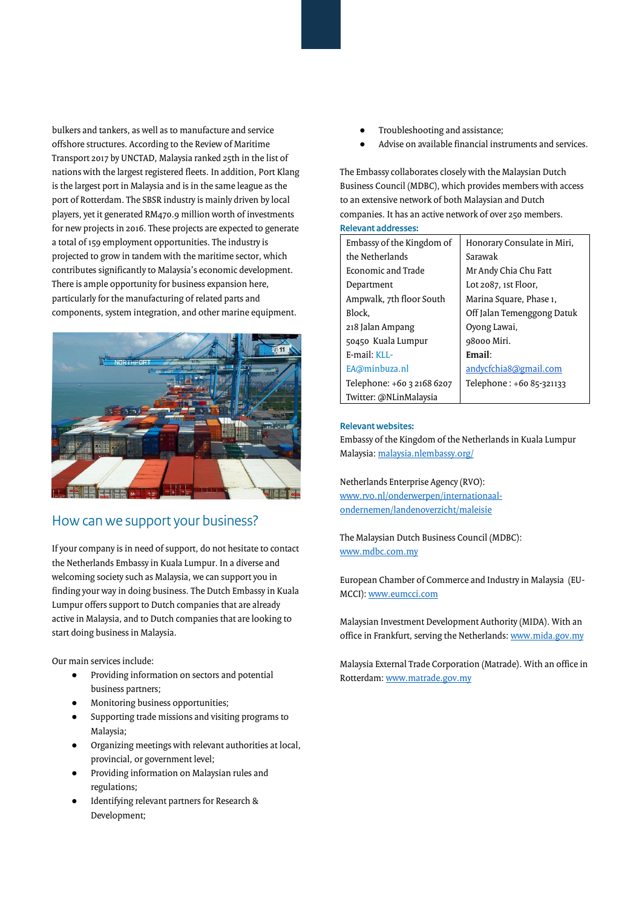bulkers and tankers, as well as to manufacture and service offshore structures. According to the Review of Maritime Transport 2017 by UNCTAD, Malaysia ranked 25th in the list of nations with the largest registered fleets. In addition, Port Klang is the largest port in Malaysia and is in the same league as the port of Rotterdam. The SBSR industry is mainly driven by local players, yet it generated RM470.9 million worth of investments for new projects in 2016. These projects are expected to generate a total of 159 employment opportunities. The industry is projected to grow in tandem with the maritime sector, which contributes significantly to Malaysia's economic development. There is ample opportunity for business expansion here, particularly for the manufacturing of related parts and components, system integration, and other marine equipment.

## How can we support your business?

If your company is in need of support, do not hesitate to contact the Netherlands Embassy in Kuala Lumpur. In a diverse and welcoming society such as Malaysia, we can support you in finding your way in doing business. The Dutch Embassy in Kuala Lumpur offers support to Dutch companies that are already active in Malaysia, and to Dutch companies that are looking to start doing business in Malaysia.

Our main services include:

- Providing information on sectors and potential business partners;
- Monitoring business opportunities;
- Supporting trade missions and visiting programs to Malaysia;
- Organizing meetings with relevant authorities at local, provincial, or government level;
- Providing information on Malaysian rules and regulations;
- Identifying relevant partners for Research & Development;
- Troubleshooting and assistance;
- Advise on available financial instruments and services.

The Embassy collaborates closely with the Malaysian Dutch Business Council (MDBC), which provides members with access to an extensive network of both Malaysian and Dutch companies. It has an active network of over 250 members.

**Relevant addresses:**

| Embassy of the Kingdom of the Netherlands | Honorary Consulate in Miri, Sarawak |
|---|---|
| Economic and Trade Department<br>Ampwalk, 7th floor South Block,<br>218 Jalan Ampang<br>50450 Kuala Lumpur<br>E-mail: KLL-EA@minbuza.nl<br>Telephone: +60 3 2168 6207<br>Twitter: @NLinMalaysia | Mr Andy Chia Chu Fatt<br>Lot 2087, 1st Floor,<br>Marina Square, Phase 1,<br>Off Jalan Temenggong Datuk Oyong Lawai,<br>98000 Miri.<br>**Email**: andycfchia8@gmail.com<br>Telephone : +60 85-321133 |

**Relevant websites:**

Embassy of the Kingdom of the Netherlands in Kuala Lumpur Malaysia: malaysia.nlembassy.org/

Netherlands Enterprise Agency (RVO): www.rvo.nl/onderwerpen/internationaal-ondernemen/landenoverzicht/maleisie

The Malaysian Dutch Business Council (MDBC): www.mdbc.com.my

European Chamber of Commerce and Industry in Malaysia (EU-MCCI): www.eumcci.com

Malaysian Investment Development Authority (MIDA). With an office in Frankfurt, serving the Netherlands: www.mida.gov.my

Malaysia External Trade Corporation (Matrade). With an office in Rotterdam: www.matrade.gov.my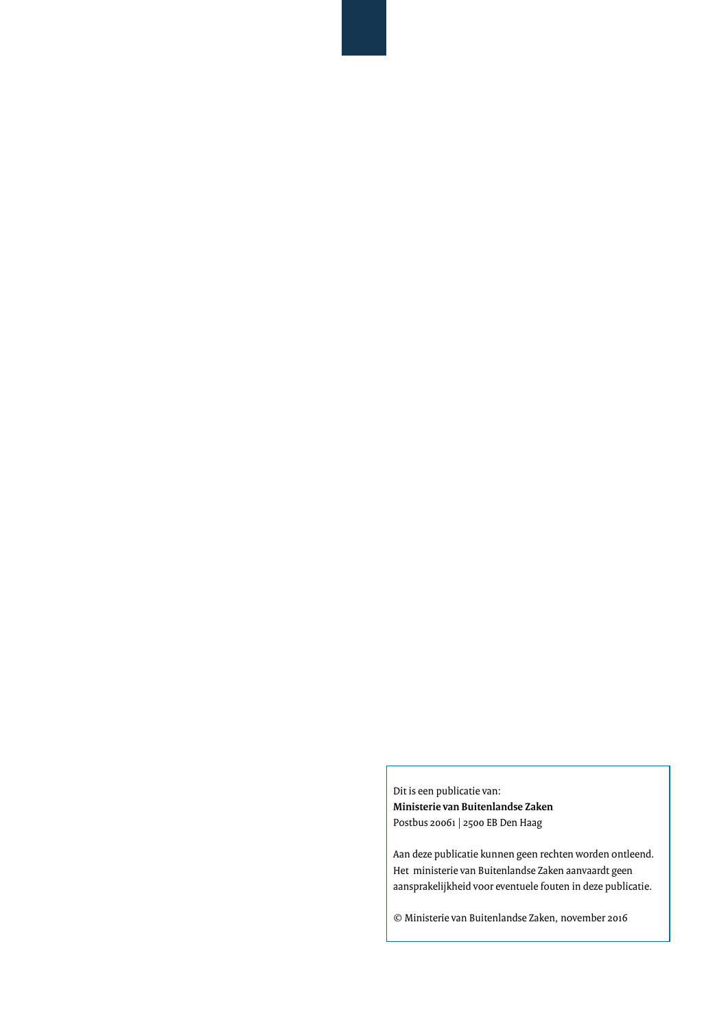Dit is een publicatie van:
**Ministerie van Buitenlandse Zaken**
Postbus 20061 | 2500 EB Den Haag

Aan deze publicatie kunnen geen rechten worden ontleend. Het ministerie van Buitenlandse Zaken aanvaardt geen aansprakelijkheid voor eventuele fouten in deze publicatie.

© Ministerie van Buitenlandse Zaken, november 2016